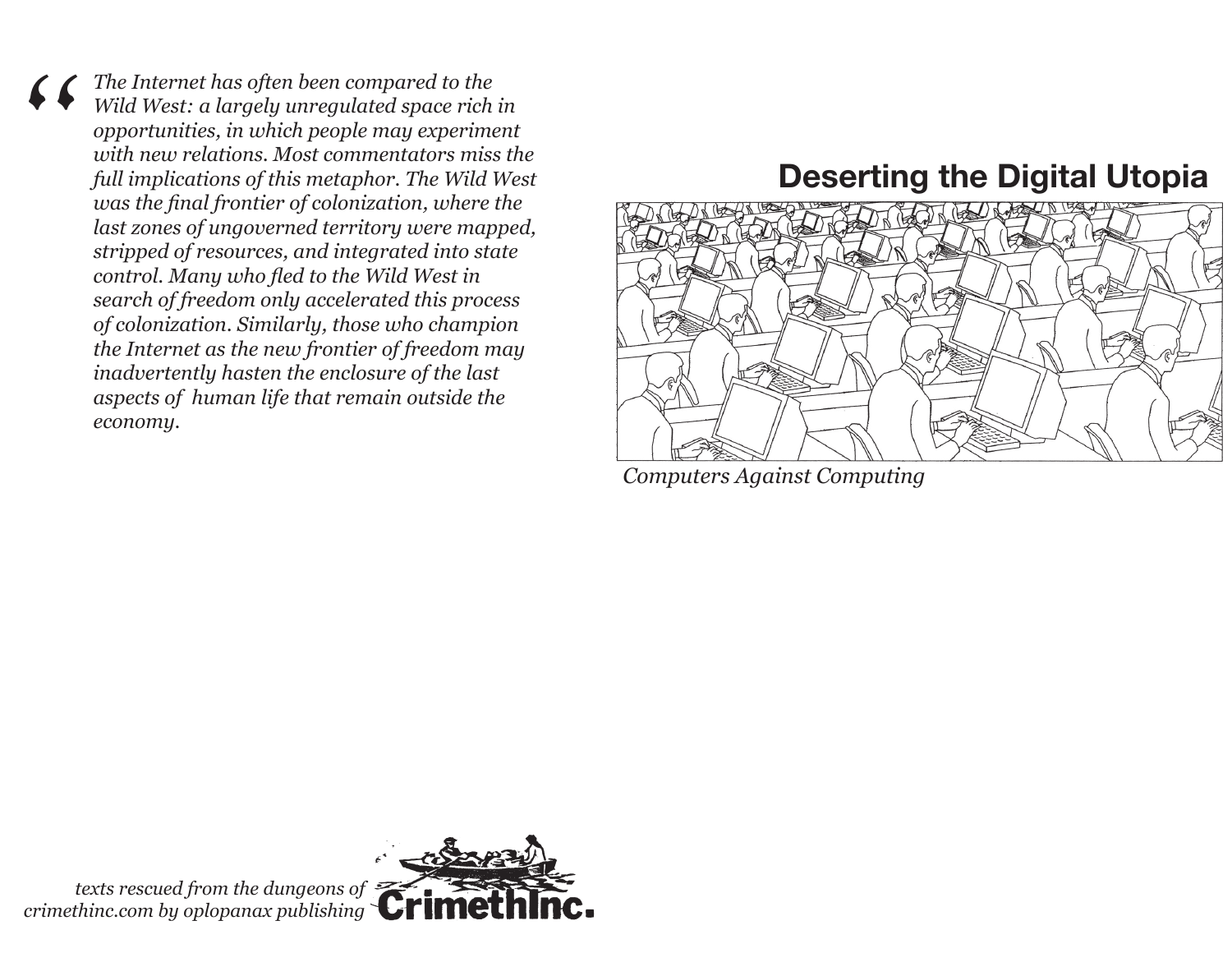> *The Internet has often been compared to the Wild West: a largely unregulated space rich in opportunities, in which people may experiment with new relations. Most commentators miss the full implications of this metaphor. The Wild West was the final frontier of colonization, where the last zones of ungoverned territory were mapped, stripped of resources, and integrated into state control. Many who fled to the Wild West in search of freedom only accelerated this process of colonization. Similarly, those who champion the Internet as the new frontier of freedom may inadvertently hasten the enclosure of the last aspects of human life that remain outside the economy.*

*texts rescued from the dungeons of crimethinc.com by oplopanax publishing*

CrimethInc.

# Deserting the Digital Utopia

*Computers Against Computing*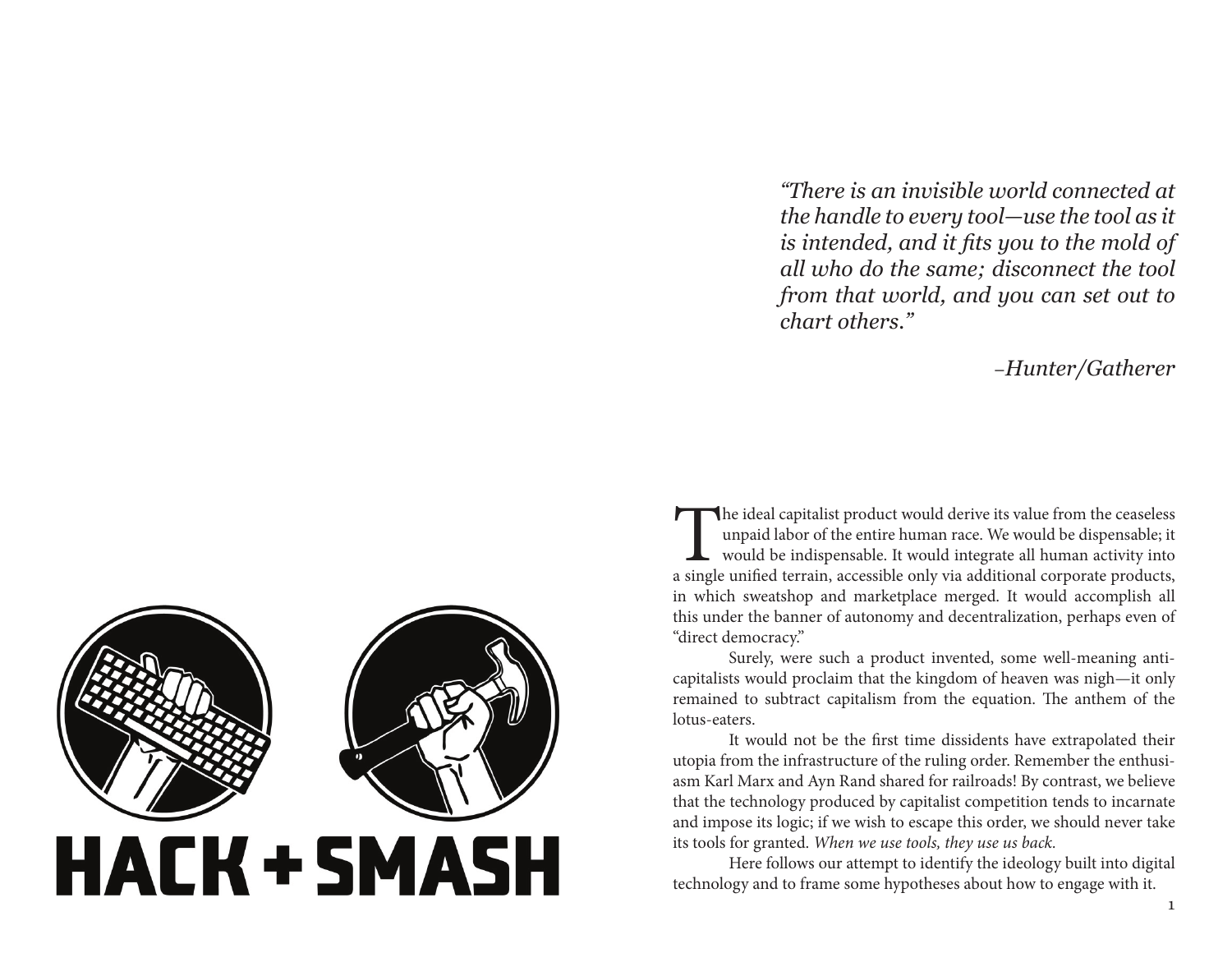*"There is an invisible world connected at the handle to every tool—use the tool as it is intended, and it fits you to the mold of all who do the same; disconnect the tool from that world, and you can set out to chart others."*

*–Hunter/Gatherer*

# HACK + SMASH

The ideal capitalist product would derive its value from the ceaseless unpaid labor of the entire human race. We would be dispensable; it would be indispensable. It would integrate all human activity into a single unified terrain, accessible only via additional corporate products, in which sweatshop and marketplace merged. It would accomplish all this under the banner of autonomy and decentralization, perhaps even of "direct democracy."

Surely, were such a product invented, some well-meaning anti-capitalists would proclaim that the kingdom of heaven was nigh—it only remained to subtract capitalism from the equation. The anthem of the lotus-eaters.

It would not be the first time dissidents have extrapolated their utopia from the infrastructure of the ruling order. Remember the enthusiasm Karl Marx and Ayn Rand shared for railroads! By contrast, we believe that the technology produced by capitalist competition tends to incarnate and impose its logic; if we wish to escape this order, we should never take its tools for granted. *When we use tools, they use us back.*

Here follows our attempt to identify the ideology built into digital technology and to frame some hypotheses about how to engage with it.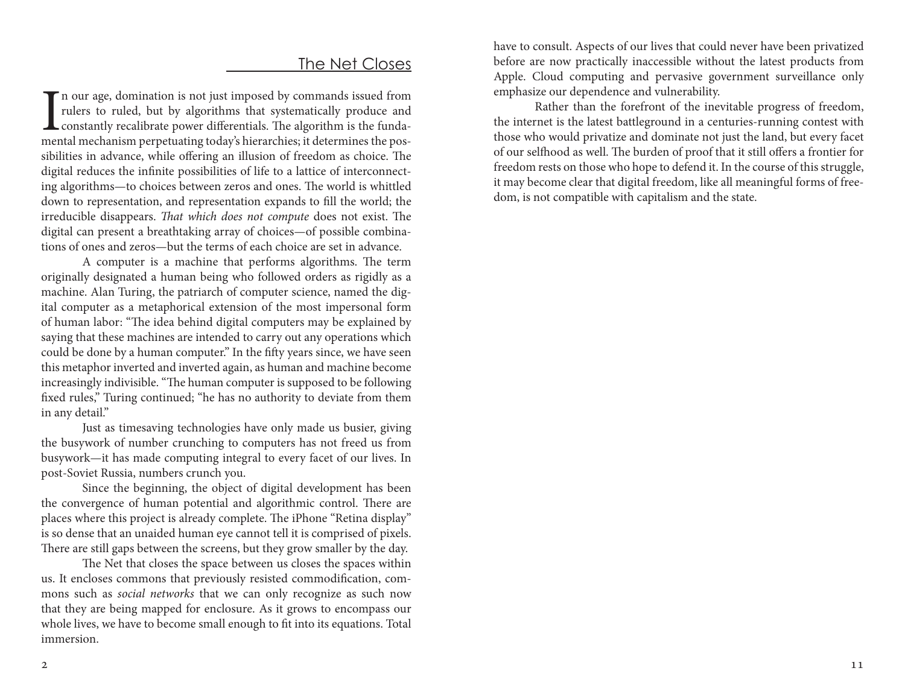# The Net Closes

In our age, domination is not just imposed by commands issued from rulers to ruled, but by algorithms that systematically produce and constantly recalibrate power differentials. The algorithm is the fundamental mechanism perpetuating today's hierarchies; it determines the possibilities in advance, while offering an illusion of freedom as choice. The digital reduces the infinite possibilities of life to a lattice of interconnecting algorithms—to choices between zeros and ones. The world is whittled down to representation, and representation expands to fill the world; the irreducible disappears. *That which does not compute* does not exist. The digital can present a breathtaking array of choices—of possible combinations of ones and zeros—but the terms of each choice are set in advance.

A computer is a machine that performs algorithms. The term originally designated a human being who followed orders as rigidly as a machine. Alan Turing, the patriarch of computer science, named the digital computer as a metaphorical extension of the most impersonal form of human labor: "The idea behind digital computers may be explained by saying that these machines are intended to carry out any operations which could be done by a human computer." In the fifty years since, we have seen this metaphor inverted and inverted again, as human and machine become increasingly indivisible. "The human computer is supposed to be following fixed rules," Turing continued; "he has no authority to deviate from them in any detail."

Just as timesaving technologies have only made us busier, giving the busywork of number crunching to computers has not freed us from busywork—it has made computing integral to every facet of our lives. In post-Soviet Russia, numbers crunch you.

Since the beginning, the object of digital development has been the convergence of human potential and algorithmic control. There are places where this project is already complete. The iPhone "Retina display" is so dense that an unaided human eye cannot tell it is comprised of pixels. There are still gaps between the screens, but they grow smaller by the day.

The Net that closes the space between us closes the spaces within us. It encloses commons that previously resisted commodification, commons such as *social networks* that we can only recognize as such now that they are being mapped for enclosure. As it grows to encompass our whole lives, we have to become small enough to fit into its equations. Total immersion.

have to consult. Aspects of our lives that could never have been privatized before are now practically inaccessible without the latest products from Apple. Cloud computing and pervasive government surveillance only emphasize our dependence and vulnerability.

Rather than the forefront of the inevitable progress of freedom, the internet is the latest battleground in a centuries-running contest with those who would privatize and dominate not just the land, but every facet of our selfhood as well. The burden of proof that it still offers a frontier for freedom rests on those who hope to defend it. In the course of this struggle, it may become clear that digital freedom, like all meaningful forms of freedom, is not compatible with capitalism and the state.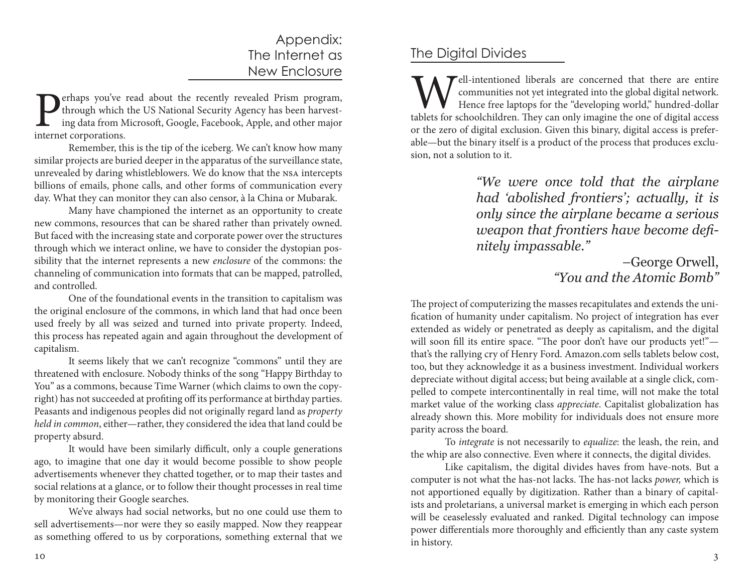# Appendix: The Internet as New Enclosure

Perhaps you've read about the recently revealed Prism program, through which the US National Security Agency has been harvesting data from Microsoft, Google, Facebook, Apple, and other major internet corporations.

Remember, this is the tip of the iceberg. We can't know how many similar projects are buried deeper in the apparatus of the surveillance state, unrevealed by daring whistleblowers. We do know that the NSA intercepts billions of emails, phone calls, and other forms of communication every day. What they can monitor they can also censor, à la China or Mubarak.

Many have championed the internet as an opportunity to create new commons, resources that can be shared rather than privately owned. But faced with the increasing state and corporate power over the structures through which we interact online, we have to consider the dystopian possibility that the internet represents a new *enclosure* of the commons: the channeling of communication into formats that can be mapped, patrolled, and controlled.

One of the foundational events in the transition to capitalism was the original enclosure of the commons, in which land that had once been used freely by all was seized and turned into private property. Indeed, this process has repeated again and again throughout the development of capitalism.

It seems likely that we can't recognize "commons" until they are threatened with enclosure. Nobody thinks of the song "Happy Birthday to You" as a commons, because Time Warner (which claims to own the copyright) has not succeeded at profiting off its performance at birthday parties. Peasants and indigenous peoples did not originally regard land as *property held in common*, either—rather, they considered the idea that land could be property absurd.

It would have been similarly difficult, only a couple generations ago, to imagine that one day it would become possible to show people advertisements whenever they chatted together, or to map their tastes and social relations at a glance, or to follow their thought processes in real time by monitoring their Google searches.

We've always had social networks, but no one could use them to sell advertisements—nor were they so easily mapped. Now they reappear as something offered to us by corporations, something external that we

# The Digital Divides

Well-intentioned liberals are concerned that there are entire communities not yet integrated into the global digital network. Hence free laptops for the "developing world," hundred-dollar tablets for schoolchildren. They can only imagine the one of digital access or the zero of digital exclusion. Given this binary, digital access is preferable—but the binary itself is a product of the process that produces exclusion, not a solution to it.

> *"We were once told that the airplane had 'abolished frontiers'; actually, it is only since the airplane became a serious weapon that frontiers have become definitely impassable."*
>
> –George Orwell, *"You and the Atomic Bomb"*

The project of computerizing the masses recapitulates and extends the unification of humanity under capitalism. No project of integration has ever extended as widely or penetrated as deeply as capitalism, and the digital will soon fill its entire space. "The poor don't have our products yet!"—that's the rallying cry of Henry Ford. Amazon.com sells tablets below cost, too, but they acknowledge it as a business investment. Individual workers depreciate without digital access; but being available at a single click, compelled to compete intercontinentally in real time, will not make the total market value of the working class *appreciate*. Capitalist globalization has already shown this. More mobility for individuals does not ensure more parity across the board.

To *integrate* is not necessarily to *equalize*: the leash, the rein, and the whip are also connective. Even where it connects, the digital divides.

Like capitalism, the digital divides haves from have-nots. But a computer is not what the has-not lacks. The has-not lacks *power,* which is not apportioned equally by digitization. Rather than a binary of capitalists and proletarians, a universal market is emerging in which each person will be ceaselessly evaluated and ranked. Digital technology can impose power differentials more thoroughly and efficiently than any caste system in history.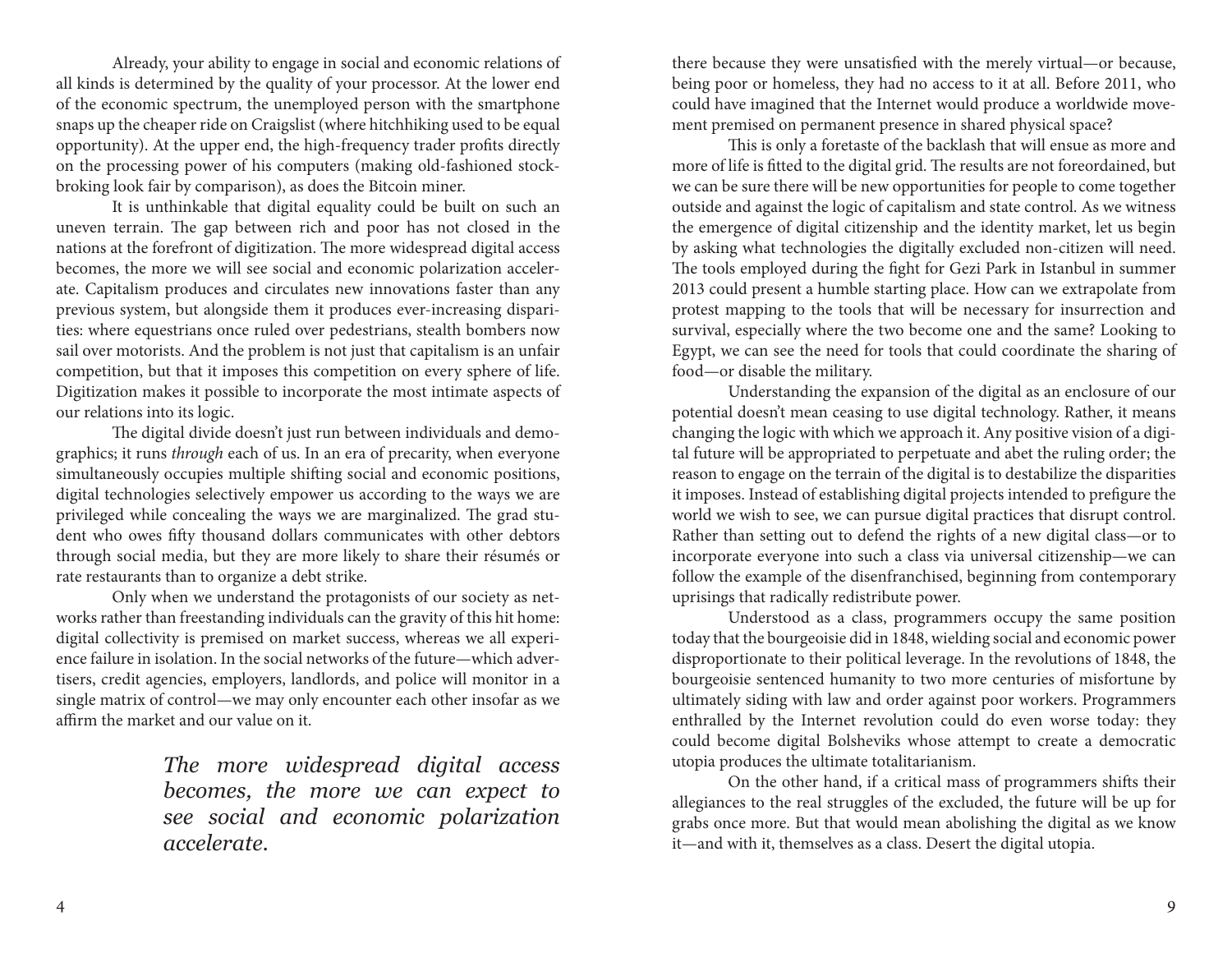Already, your ability to engage in social and economic relations of all kinds is determined by the quality of your processor. At the lower end of the economic spectrum, the unemployed person with the smartphone snaps up the cheaper ride on Craigslist (where hitchhiking used to be equal opportunity). At the upper end, the high-frequency trader profits directly on the processing power of his computers (making old-fashioned stockbroking look fair by comparison), as does the Bitcoin miner.

It is unthinkable that digital equality could be built on such an uneven terrain. The gap between rich and poor has not closed in the nations at the forefront of digitization. The more widespread digital access becomes, the more we will see social and economic polarization accelerate. Capitalism produces and circulates new innovations faster than any previous system, but alongside them it produces ever-increasing disparities: where equestrians once ruled over pedestrians, stealth bombers now sail over motorists. And the problem is not just that capitalism is an unfair competition, but that it imposes this competition on every sphere of life. Digitization makes it possible to incorporate the most intimate aspects of our relations into its logic.

The digital divide doesn't just run between individuals and demographics; it runs *through* each of us. In an era of precarity, when everyone simultaneously occupies multiple shifting social and economic positions, digital technologies selectively empower us according to the ways we are privileged while concealing the ways we are marginalized. The grad student who owes fifty thousand dollars communicates with other debtors through social media, but they are more likely to share their résumés or rate restaurants than to organize a debt strike.

Only when we understand the protagonists of our society as networks rather than freestanding individuals can the gravity of this hit home: digital collectivity is premised on market success, whereas we all experience failure in isolation. In the social networks of the future—which advertisers, credit agencies, employers, landlords, and police will monitor in a single matrix of control—we may only encounter each other insofar as we affirm the market and our value on it.

> *The more widespread digital access becomes, the more we can expect to see social and economic polarization accelerate.*

there because they were unsatisfied with the merely virtual—or because, being poor or homeless, they had no access to it at all. Before 2011, who could have imagined that the Internet would produce a worldwide movement premised on permanent presence in shared physical space?

This is only a foretaste of the backlash that will ensue as more and more of life is fitted to the digital grid. The results are not foreordained, but we can be sure there will be new opportunities for people to come together outside and against the logic of capitalism and state control. As we witness the emergence of digital citizenship and the identity market, let us begin by asking what technologies the digitally excluded non-citizen will need. The tools employed during the fight for Gezi Park in Istanbul in summer 2013 could present a humble starting place. How can we extrapolate from protest mapping to the tools that will be necessary for insurrection and survival, especially where the two become one and the same? Looking to Egypt, we can see the need for tools that could coordinate the sharing of food—or disable the military.

Understanding the expansion of the digital as an enclosure of our potential doesn't mean ceasing to use digital technology. Rather, it means changing the logic with which we approach it. Any positive vision of a digital future will be appropriated to perpetuate and abet the ruling order; the reason to engage on the terrain of the digital is to destabilize the disparities it imposes. Instead of establishing digital projects intended to prefigure the world we wish to see, we can pursue digital practices that disrupt control. Rather than setting out to defend the rights of a new digital class—or to incorporate everyone into such a class via universal citizenship—we can follow the example of the disenfranchised, beginning from contemporary uprisings that radically redistribute power.

Understood as a class, programmers occupy the same position today that the bourgeoisie did in 1848, wielding social and economic power disproportionate to their political leverage. In the revolutions of 1848, the bourgeoisie sentenced humanity to two more centuries of misfortune by ultimately siding with law and order against poor workers. Programmers enthralled by the Internet revolution could do even worse today: they could become digital Bolsheviks whose attempt to create a democratic utopia produces the ultimate totalitarianism.

On the other hand, if a critical mass of programmers shifts their allegiances to the real struggles of the excluded, the future will be up for grabs once more. But that would mean abolishing the digital as we know it—and with it, themselves as a class. Desert the digital utopia.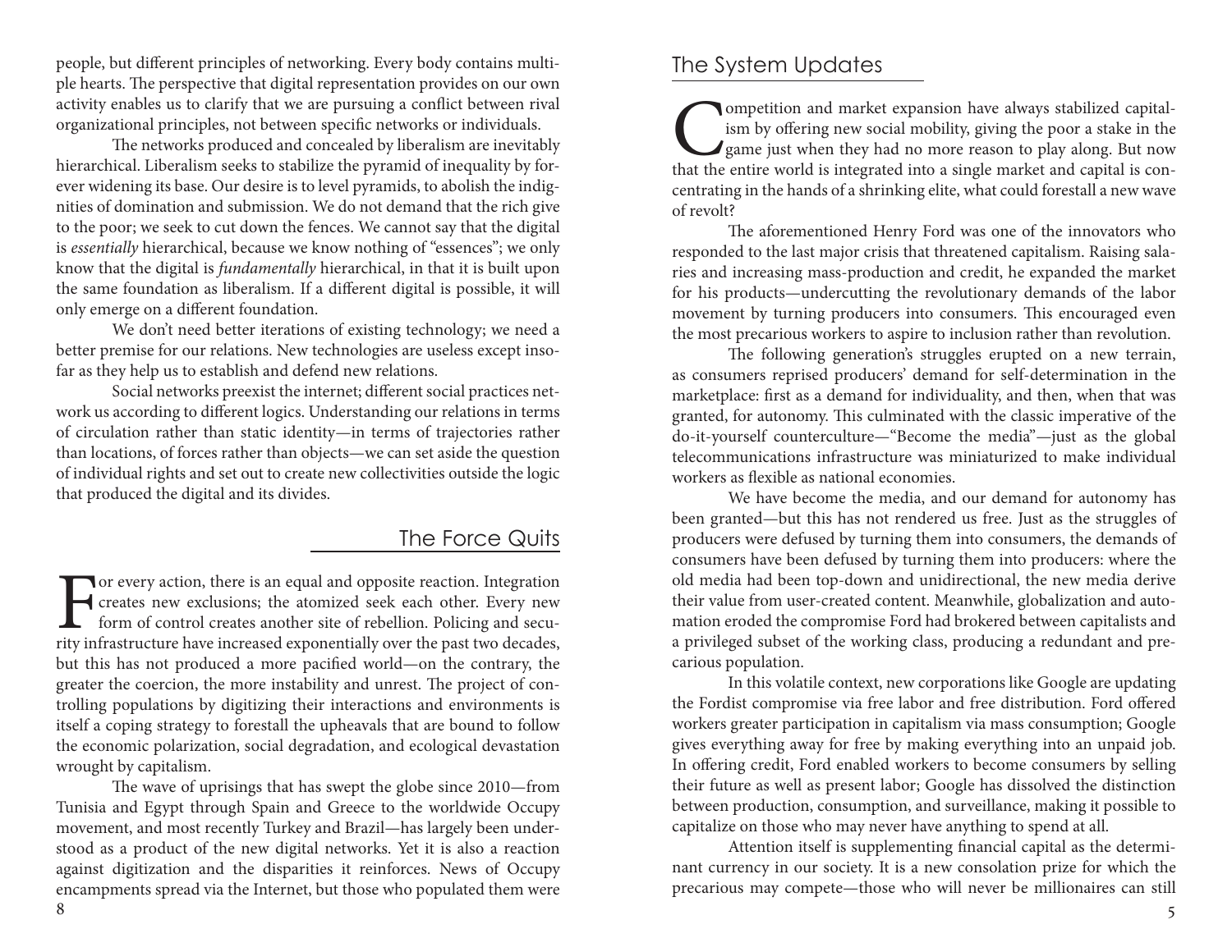people, but different principles of networking. Every body contains multiple hearts. The perspective that digital representation provides on our own activity enables us to clarify that we are pursuing a conflict between rival organizational principles, not between specific networks or individuals.

The networks produced and concealed by liberalism are inevitably hierarchical. Liberalism seeks to stabilize the pyramid of inequality by forever widening its base. Our desire is to level pyramids, to abolish the indignities of domination and submission. We do not demand that the rich give to the poor; we seek to cut down the fences. We cannot say that the digital is *essentially* hierarchical, because we know nothing of "essences"; we only know that the digital is *fundamentally* hierarchical, in that it is built upon the same foundation as liberalism. If a different digital is possible, it will only emerge on a different foundation.

We don't need better iterations of existing technology; we need a better premise for our relations. New technologies are useless except insofar as they help us to establish and defend new relations.

Social networks preexist the internet; different social practices network us according to different logics. Understanding our relations in terms of circulation rather than static identity—in terms of trajectories rather than locations, of forces rather than objects—we can set aside the question of individual rights and set out to create new collectivities outside the logic that produced the digital and its divides.

## The Force Quits

For every action, there is an equal and opposite reaction. Integration creates new exclusions; the atomized seek each other. Every new form of control creates another site of rebellion. Policing and security infrastructure have increased exponentially over the past two decades, but this has not produced a more pacified world—on the contrary, the greater the coercion, the more instability and unrest. The project of controlling populations by digitizing their interactions and environments is itself a coping strategy to forestall the upheavals that are bound to follow the economic polarization, social degradation, and ecological devastation wrought by capitalism.

The wave of uprisings that has swept the globe since 2010—from Tunisia and Egypt through Spain and Greece to the worldwide Occupy movement, and most recently Turkey and Brazil—has largely been understood as a product of the new digital networks. Yet it is also a reaction against digitization and the disparities it reinforces. News of Occupy encampments spread via the Internet, but those who populated them were

## The System Updates

Competition and market expansion have always stabilized capitalism by offering new social mobility, giving the poor a stake in the game just when they had no more reason to play along. But now that the entire world is integrated into a single market and capital is concentrating in the hands of a shrinking elite, what could forestall a new wave of revolt?

The aforementioned Henry Ford was one of the innovators who responded to the last major crisis that threatened capitalism. Raising salaries and increasing mass-production and credit, he expanded the market for his products—undercutting the revolutionary demands of the labor movement by turning producers into consumers. This encouraged even the most precarious workers to aspire to inclusion rather than revolution.

The following generation's struggles erupted on a new terrain, as consumers reprised producers' demand for self-determination in the marketplace: first as a demand for individuality, and then, when that was granted, for autonomy. This culminated with the classic imperative of the do-it-yourself counterculture—"Become the media"—just as the global telecommunications infrastructure was miniaturized to make individual workers as flexible as national economies.

We have become the media, and our demand for autonomy has been granted—but this has not rendered us free. Just as the struggles of producers were defused by turning them into consumers, the demands of consumers have been defused by turning them into producers: where the old media had been top-down and unidirectional, the new media derive their value from user-created content. Meanwhile, globalization and automation eroded the compromise Ford had brokered between capitalists and a privileged subset of the working class, producing a redundant and precarious population.

In this volatile context, new corporations like Google are updating the Fordist compromise via free labor and free distribution. Ford offered workers greater participation in capitalism via mass consumption; Google gives everything away for free by making everything into an unpaid job. In offering credit, Ford enabled workers to become consumers by selling their future as well as present labor; Google has dissolved the distinction between production, consumption, and surveillance, making it possible to capitalize on those who may never have anything to spend at all.

Attention itself is supplementing financial capital as the determinant currency in our society. It is a new consolation prize for which the precarious may compete—those who will never be millionaires can still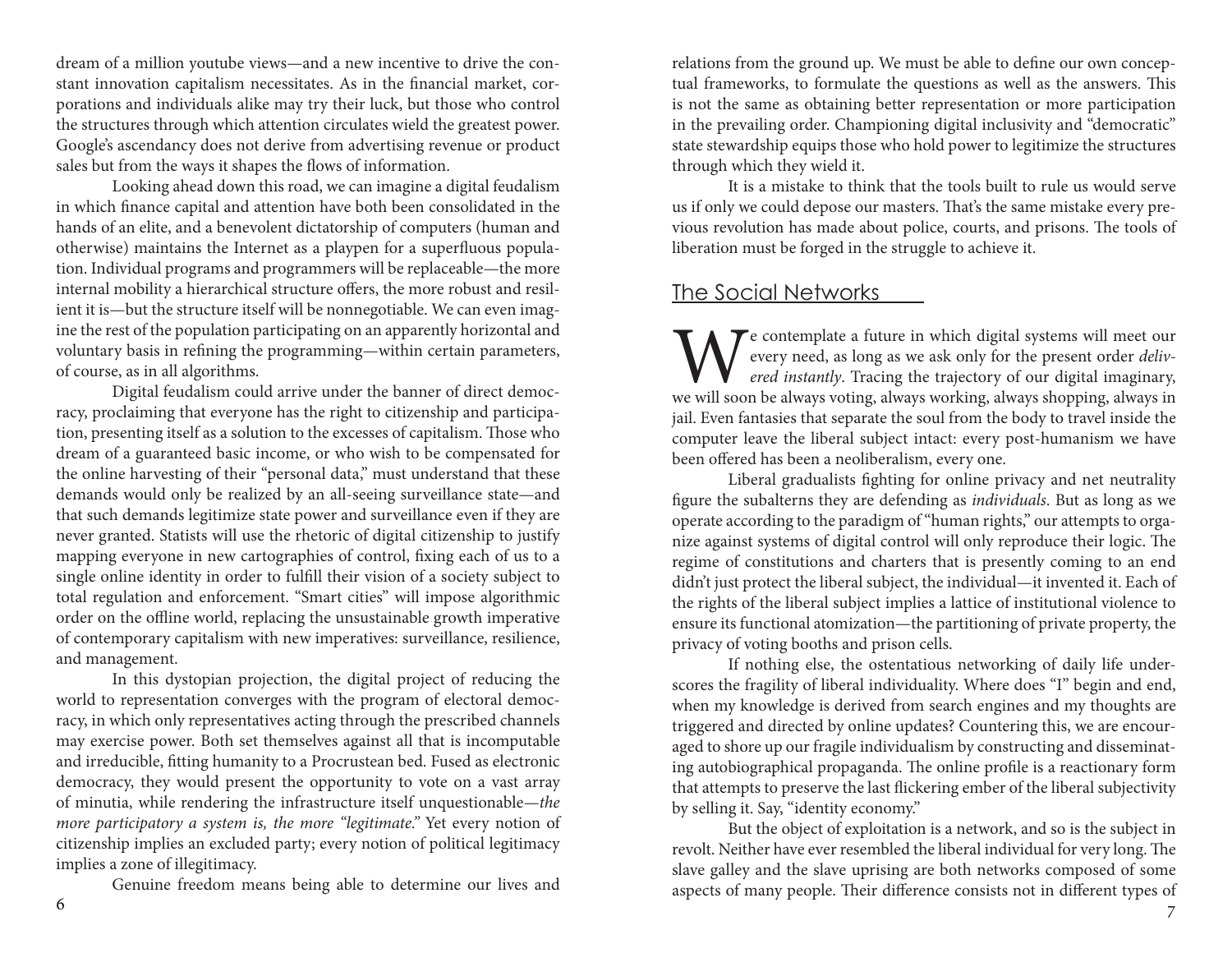dream of a million youtube views—and a new incentive to drive the constant innovation capitalism necessitates. As in the financial market, corporations and individuals alike may try their luck, but those who control the structures through which attention circulates wield the greatest power. Google's ascendancy does not derive from advertising revenue or product sales but from the ways it shapes the flows of information.

Looking ahead down this road, we can imagine a digital feudalism in which finance capital and attention have both been consolidated in the hands of an elite, and a benevolent dictatorship of computers (human and otherwise) maintains the Internet as a playpen for a superfluous population. Individual programs and programmers will be replaceable—the more internal mobility a hierarchical structure offers, the more robust and resilient it is—but the structure itself will be nonnegotiable. We can even imagine the rest of the population participating on an apparently horizontal and voluntary basis in refining the programming—within certain parameters, of course, as in all algorithms.

Digital feudalism could arrive under the banner of direct democracy, proclaiming that everyone has the right to citizenship and participation, presenting itself as a solution to the excesses of capitalism. Those who dream of a guaranteed basic income, or who wish to be compensated for the online harvesting of their "personal data," must understand that these demands would only be realized by an all-seeing surveillance state—and that such demands legitimize state power and surveillance even if they are never granted. Statists will use the rhetoric of digital citizenship to justify mapping everyone in new cartographies of control, fixing each of us to a single online identity in order to fulfill their vision of a society subject to total regulation and enforcement. "Smart cities" will impose algorithmic order on the offline world, replacing the unsustainable growth imperative of contemporary capitalism with new imperatives: surveillance, resilience, and management.

In this dystopian projection, the digital project of reducing the world to representation converges with the program of electoral democracy, in which only representatives acting through the prescribed channels may exercise power. Both set themselves against all that is incomputable and irreducible, fitting humanity to a Procrustean bed. Fused as electronic democracy, they would present the opportunity to vote on a vast array of minutia, while rendering the infrastructure itself unquestionable—*the more participatory a system is, the more "legitimate."* Yet every notion of citizenship implies an excluded party; every notion of political legitimacy implies a zone of illegitimacy.

Genuine freedom means being able to determine our lives and relations from the ground up. We must be able to define our own conceptual frameworks, to formulate the questions as well as the answers. This is not the same as obtaining better representation or more participation in the prevailing order. Championing digital inclusivity and "democratic" state stewardship equips those who hold power to legitimize the structures through which they wield it.

It is a mistake to think that the tools built to rule us would serve us if only we could depose our masters. That's the same mistake every previous revolution has made about police, courts, and prisons. The tools of liberation must be forged in the struggle to achieve it.

## The Social Networks

We contemplate a future in which digital systems will meet our every need, as long as we ask only for the present order *delivered instantly*. Tracing the trajectory of our digital imaginary, we will soon be always voting, always working, always shopping, always in jail. Even fantasies that separate the soul from the body to travel inside the computer leave the liberal subject intact: every post-humanism we have been offered has been a neoliberalism, every one.

Liberal gradualists fighting for online privacy and net neutrality figure the subalterns they are defending as *individuals*. But as long as we operate according to the paradigm of "human rights," our attempts to organize against systems of digital control will only reproduce their logic. The regime of constitutions and charters that is presently coming to an end didn't just protect the liberal subject, the individual—it invented it. Each of the rights of the liberal subject implies a lattice of institutional violence to ensure its functional atomization—the partitioning of private property, the privacy of voting booths and prison cells.

If nothing else, the ostentatious networking of daily life underscores the fragility of liberal individuality. Where does "I" begin and end, when my knowledge is derived from search engines and my thoughts are triggered and directed by online updates? Countering this, we are encouraged to shore up our fragile individualism by constructing and disseminating autobiographical propaganda. The online profile is a reactionary form that attempts to preserve the last flickering ember of the liberal subjectivity by selling it. Say, "identity economy."

But the object of exploitation is a network, and so is the subject in revolt. Neither have ever resembled the liberal individual for very long. The slave galley and the slave uprising are both networks composed of some aspects of many people. Their difference consists not in different types of